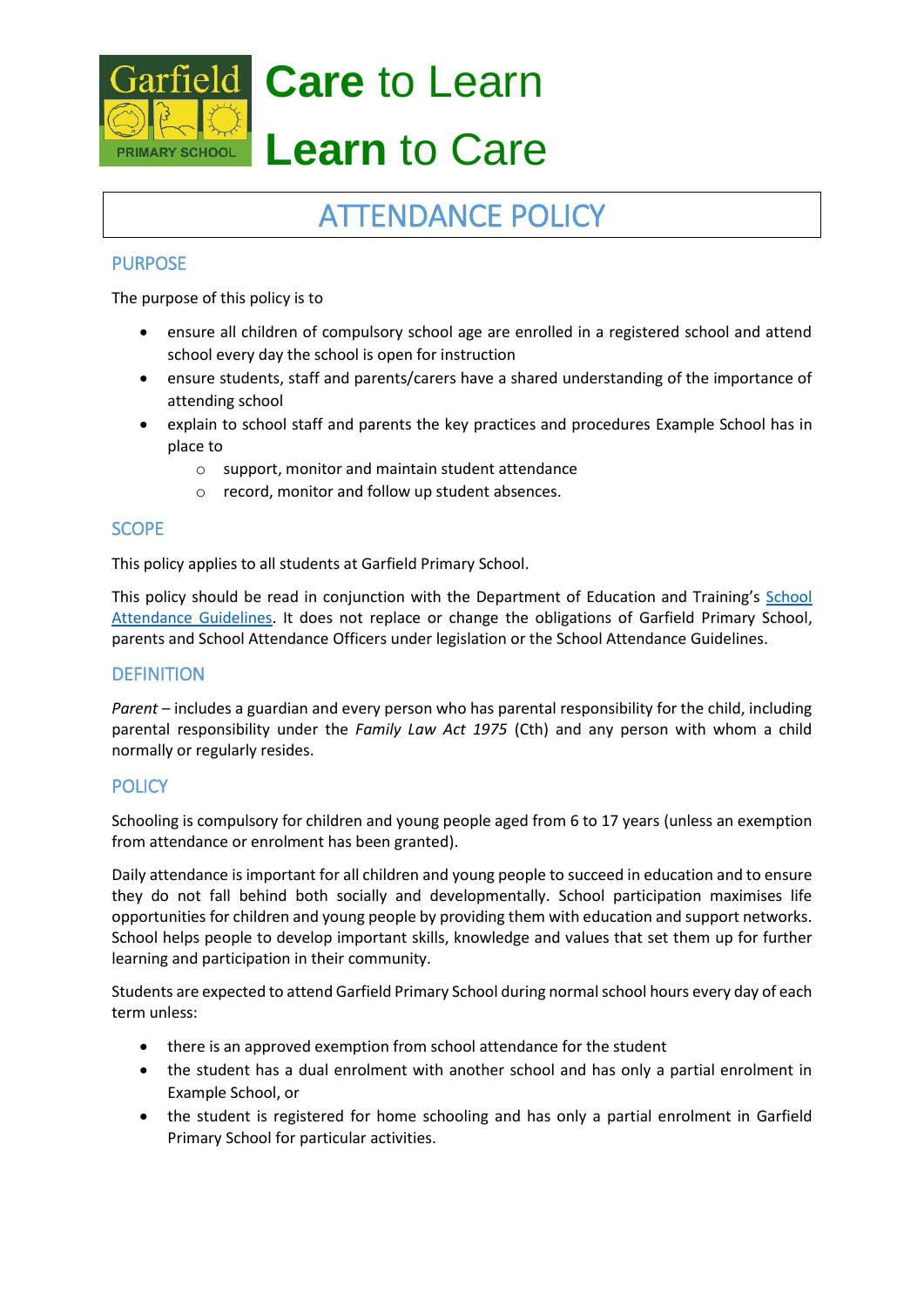# Care to Learn
# Learn to Care

## ATTENDANCE POLICY

### PURPOSE

The purpose of this policy is to

- ensure all children of compulsory school age are enrolled in a registered school and attend school every day the school is open for instruction
- ensure students, staff and parents/carers have a shared understanding of the importance of attending school
- explain to school staff and parents the key practices and procedures Example School has in place to
  - support, monitor and maintain student attendance
  - record, monitor and follow up student absences.

### SCOPE

This policy applies to all students at Garfield Primary School.

This policy should be read in conjunction with the Department of Education and Training's [School Attendance Guidelines](). It does not replace or change the obligations of Garfield Primary School, parents and School Attendance Officers under legislation or the School Attendance Guidelines.

### DEFINITION

*Parent* – includes a guardian and every person who has parental responsibility for the child, including parental responsibility under the *Family Law Act 1975* (Cth) and any person with whom a child normally or regularly resides.

### POLICY

Schooling is compulsory for children and young people aged from 6 to 17 years (unless an exemption from attendance or enrolment has been granted).

Daily attendance is important for all children and young people to succeed in education and to ensure they do not fall behind both socially and developmentally. School participation maximises life opportunities for children and young people by providing them with education and support networks. School helps people to develop important skills, knowledge and values that set them up for further learning and participation in their community.

Students are expected to attend Garfield Primary School during normal school hours every day of each term unless:

- there is an approved exemption from school attendance for the student
- the student has a dual enrolment with another school and has only a partial enrolment in Example School, or
- the student is registered for home schooling and has only a partial enrolment in Garfield Primary School for particular activities.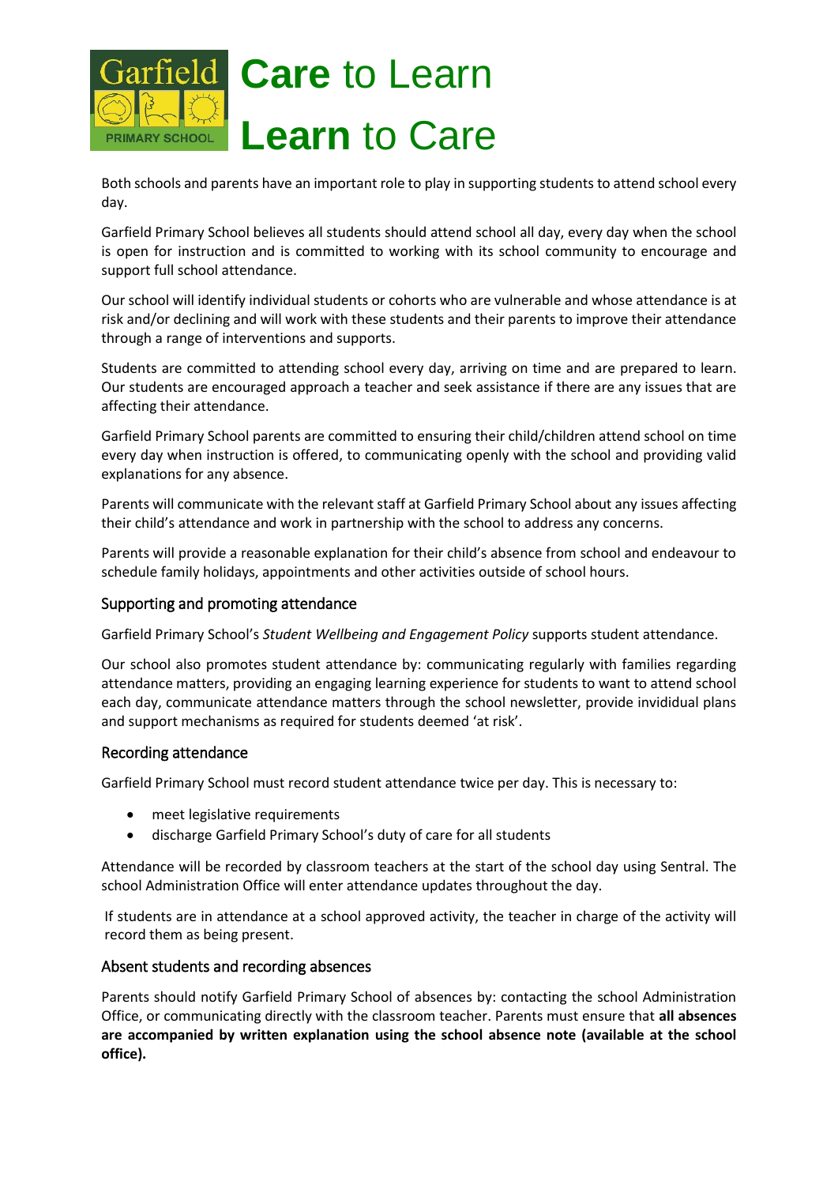Garfield PRIMARY SCHOOL

# **Care** to Learn
# **Learn** to Care

Both schools and parents have an important role to play in supporting students to attend school every day.

Garfield Primary School believes all students should attend school all day, every day when the school is open for instruction and is committed to working with its school community to encourage and support full school attendance.

Our school will identify individual students or cohorts who are vulnerable and whose attendance is at risk and/or declining and will work with these students and their parents to improve their attendance through a range of interventions and supports.

Students are committed to attending school every day, arriving on time and are prepared to learn. Our students are encouraged approach a teacher and seek assistance if there are any issues that are affecting their attendance.

Garfield Primary School parents are committed to ensuring their child/children attend school on time every day when instruction is offered, to communicating openly with the school and providing valid explanations for any absence.

Parents will communicate with the relevant staff at Garfield Primary School about any issues affecting their child's attendance and work in partnership with the school to address any concerns.

Parents will provide a reasonable explanation for their child's absence from school and endeavour to schedule family holidays, appointments and other activities outside of school hours.

## Supporting and promoting attendance

Garfield Primary School's *Student Wellbeing and Engagement Policy* supports student attendance.

Our school also promotes student attendance by: communicating regularly with families regarding attendance matters, providing an engaging learning experience for students to want to attend school each day, communicate attendance matters through the school newsletter, provide invididual plans and support mechanisms as required for students deemed 'at risk'.

## Recording attendance

Garfield Primary School must record student attendance twice per day. This is necessary to:

- meet legislative requirements
- discharge Garfield Primary School's duty of care for all students

Attendance will be recorded by classroom teachers at the start of the school day using Sentral. The school Administration Office will enter attendance updates throughout the day.

If students are in attendance at a school approved activity, the teacher in charge of the activity will record them as being present.

## Absent students and recording absences

Parents should notify Garfield Primary School of absences by: contacting the school Administration Office, or communicating directly with the classroom teacher. Parents must ensure that **all absences are accompanied by written explanation using the school absence note (available at the school office).**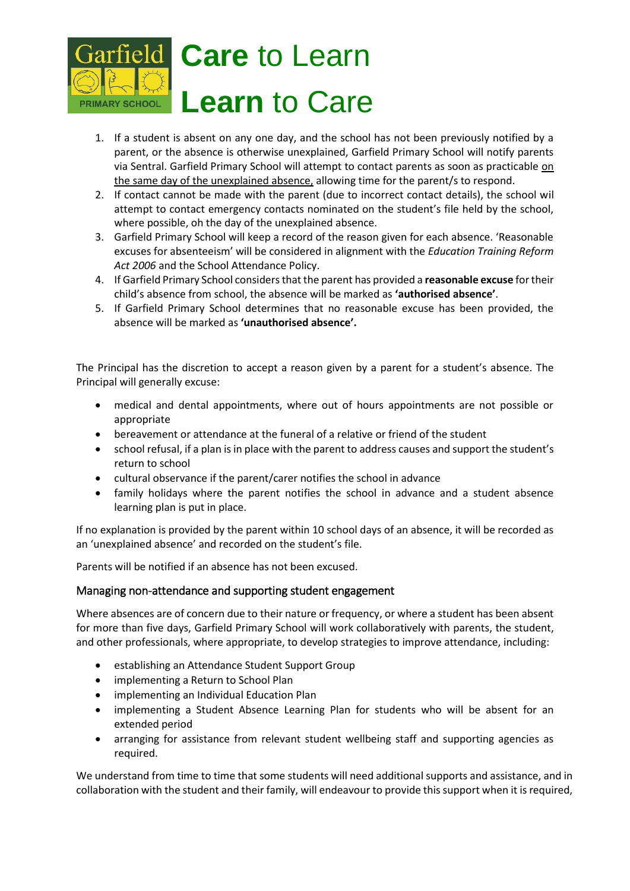1. If a student is absent on any one day, and the school has not been previously notified by a parent, or the absence is otherwise unexplained, Garfield Primary School will notify parents via Sentral. Garfield Primary School will attempt to contact parents as soon as practicable <u>on the same day of the unexplained absence,</u> allowing time for the parent/s to respond.
2. If contact cannot be made with the parent (due to incorrect contact details), the school wil attempt to contact emergency contacts nominated on the student's file held by the school, where possible, oh the day of the unexplained absence.
3. Garfield Primary School will keep a record of the reason given for each absence. 'Reasonable excuses for absenteeism' will be considered in alignment with the *Education Training Reform Act 2006* and the School Attendance Policy.
4. If Garfield Primary School considers that the parent has provided a **reasonable excuse** for their child's absence from school, the absence will be marked as **'authorised absence'**.
5. If Garfield Primary School determines that no reasonable excuse has been provided, the absence will be marked as **'unauthorised absence'.**

The Principal has the discretion to accept a reason given by a parent for a student's absence. The Principal will generally excuse:

- medical and dental appointments, where out of hours appointments are not possible or appropriate
- bereavement or attendance at the funeral of a relative or friend of the student
- school refusal, if a plan is in place with the parent to address causes and support the student's return to school
- cultural observance if the parent/carer notifies the school in advance
- family holidays where the parent notifies the school in advance and a student absence learning plan is put in place.

If no explanation is provided by the parent within 10 school days of an absence, it will be recorded as an 'unexplained absence' and recorded on the student's file.

Parents will be notified if an absence has not been excused.

## Managing non-attendance and supporting student engagement

Where absences are of concern due to their nature or frequency, or where a student has been absent for more than five days, Garfield Primary School will work collaboratively with parents, the student, and other professionals, where appropriate, to develop strategies to improve attendance, including:

- establishing an Attendance Student Support Group
- implementing a Return to School Plan
- implementing an Individual Education Plan
- implementing a Student Absence Learning Plan for students who will be absent for an extended period
- arranging for assistance from relevant student wellbeing staff and supporting agencies as required.

We understand from time to time that some students will need additional supports and assistance, and in collaboration with the student and their family, will endeavour to provide this support when it is required,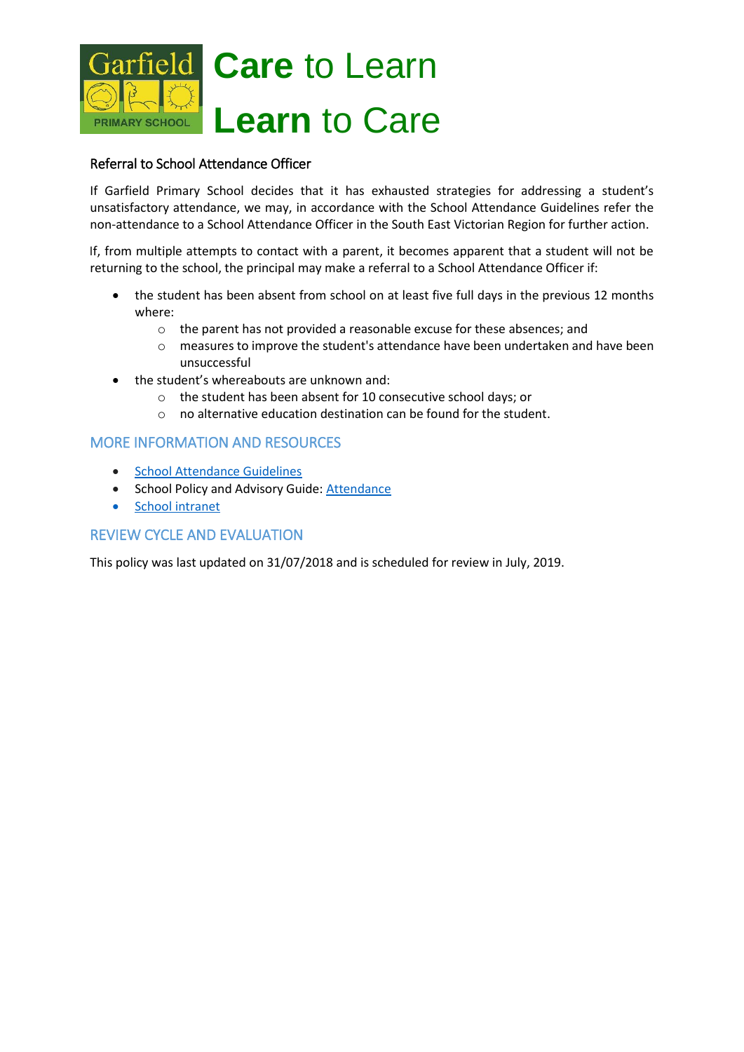### Referral to School Attendance Officer

If Garfield Primary School decides that it has exhausted strategies for addressing a student's unsatisfactory attendance, we may, in accordance with the School Attendance Guidelines refer the non-attendance to a School Attendance Officer in the South East Victorian Region for further action.

If, from multiple attempts to contact with a parent, it becomes apparent that a student will not be returning to the school, the principal may make a referral to a School Attendance Officer if:

- the student has been absent from school on at least five full days in the previous 12 months where:
  - the parent has not provided a reasonable excuse for these absences; and
  - measures to improve the student's attendance have been undertaken and have been unsuccessful
- the student's whereabouts are unknown and:
  - the student has been absent for 10 consecutive school days; or
  - no alternative education destination can be found for the student.

## MORE INFORMATION AND RESOURCES

- School Attendance Guidelines
- School Policy and Advisory Guide: Attendance
- School intranet

## REVIEW CYCLE AND EVALUATION

This policy was last updated on 31/07/2018 and is scheduled for review in July, 2019.